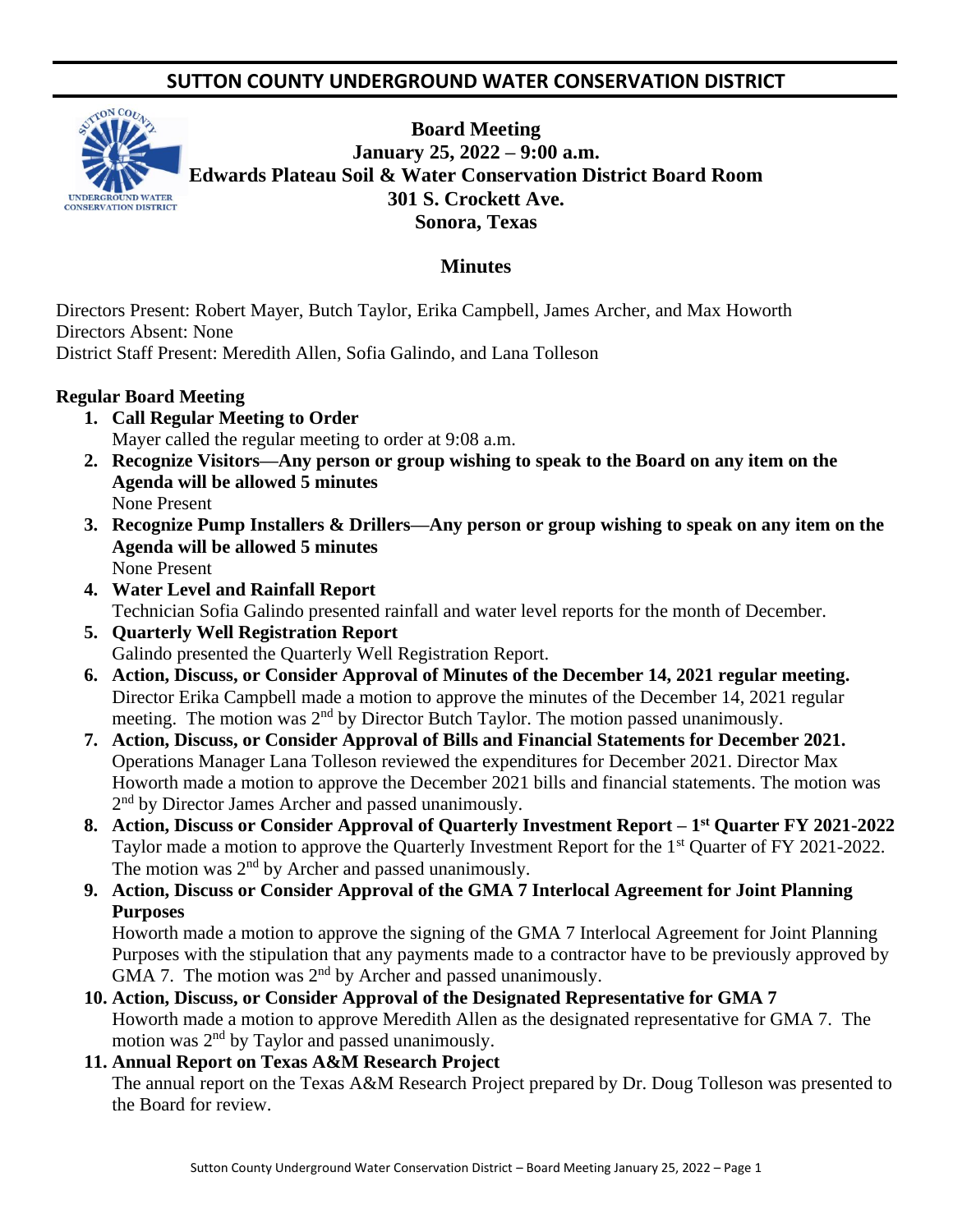# SUTTON COUNTY UNDERGROUND WATER CONSERVATION DISTRICT

**Board Meeting**
**January 25, 2022 – 9:00 a.m.**
**Edwards Plateau Soil & Water Conservation District Board Room**
**301 S. Crockett Ave.**
**Sonora, Texas**

## Minutes

Directors Present: Robert Mayer, Butch Taylor, Erika Campbell, James Archer, and Max Howorth
Directors Absent: None
District Staff Present: Meredith Allen, Sofia Galindo, and Lana Tolleson

**Regular Board Meeting**

1. **Call Regular Meeting to Order**
   Mayer called the regular meeting to order at 9:08 a.m.
2. **Recognize Visitors—Any person or group wishing to speak to the Board on any item on the Agenda will be allowed 5 minutes**
   None Present
3. **Recognize Pump Installers & Drillers—Any person or group wishing to speak on any item on the Agenda will be allowed 5 minutes**
   None Present
4. **Water Level and Rainfall Report**
   Technician Sofia Galindo presented rainfall and water level reports for the month of December.
5. **Quarterly Well Registration Report**
   Galindo presented the Quarterly Well Registration Report.
6. **Action, Discuss, or Consider Approval of Minutes of the December 14, 2021 regular meeting.**
   Director Erika Campbell made a motion to approve the minutes of the December 14, 2021 regular meeting. The motion was 2nd by Director Butch Taylor. The motion passed unanimously.
7. **Action, Discuss, or Consider Approval of Bills and Financial Statements for December 2021.**
   Operations Manager Lana Tolleson reviewed the expenditures for December 2021. Director Max Howorth made a motion to approve the December 2021 bills and financial statements. The motion was 2nd by Director James Archer and passed unanimously.
8. **Action, Discuss or Consider Approval of Quarterly Investment Report – 1st Quarter FY 2021-2022**
   Taylor made a motion to approve the Quarterly Investment Report for the 1st Quarter of FY 2021-2022. The motion was 2nd by Archer and passed unanimously.
9. **Action, Discuss or Consider Approval of the GMA 7 Interlocal Agreement for Joint Planning Purposes**
   Howorth made a motion to approve the signing of the GMA 7 Interlocal Agreement for Joint Planning Purposes with the stipulation that any payments made to a contractor have to be previously approved by GMA 7. The motion was 2nd by Archer and passed unanimously.
10. **Action, Discuss, or Consider Approval of the Designated Representative for GMA 7**
    Howorth made a motion to approve Meredith Allen as the designated representative for GMA 7. The motion was 2nd by Taylor and passed unanimously.
11. **Annual Report on Texas A&M Research Project**
    The annual report on the Texas A&M Research Project prepared by Dr. Doug Tolleson was presented to the Board for review.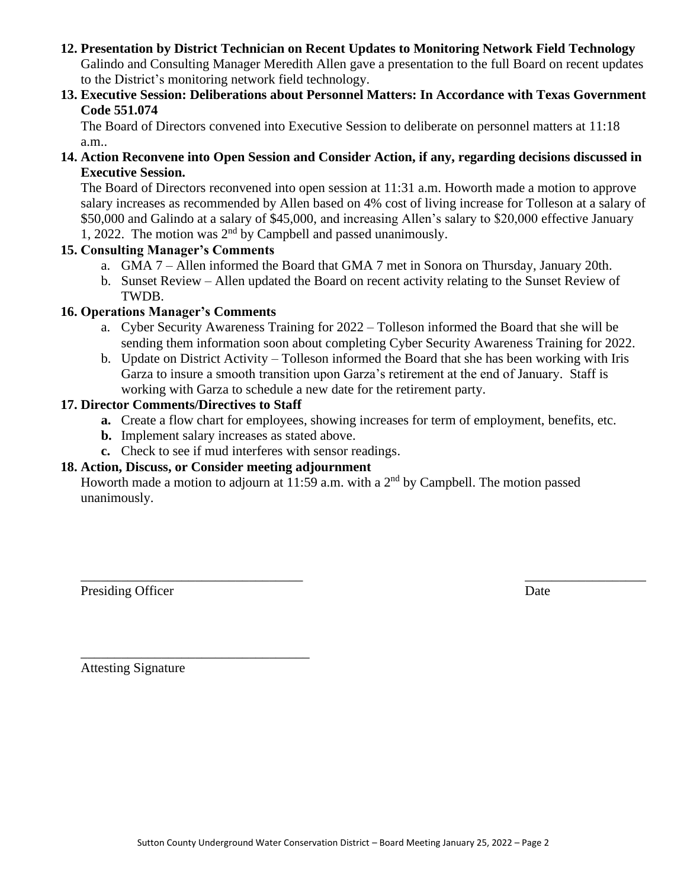**12. Presentation by District Technician on Recent Updates to Monitoring Network Field Technology**

Galindo and Consulting Manager Meredith Allen gave a presentation to the full Board on recent updates to the District's monitoring network field technology.

**13. Executive Session: Deliberations about Personnel Matters: In Accordance with Texas Government Code 551.074**

The Board of Directors convened into Executive Session to deliberate on personnel matters at 11:18 a.m..

**14. Action Reconvene into Open Session and Consider Action, if any, regarding decisions discussed in Executive Session.**

The Board of Directors reconvened into open session at 11:31 a.m. Howorth made a motion to approve salary increases as recommended by Allen based on 4% cost of living increase for Tolleson at a salary of $50,000 and Galindo at a salary of $45,000, and increasing Allen's salary to $20,000 effective January 1, 2022. The motion was 2nd by Campbell and passed unanimously.

**15. Consulting Manager's Comments**

a. GMA 7 – Allen informed the Board that GMA 7 met in Sonora on Thursday, January 20th.
b. Sunset Review – Allen updated the Board on recent activity relating to the Sunset Review of TWDB.

**16. Operations Manager's Comments**

a. Cyber Security Awareness Training for 2022 – Tolleson informed the Board that she will be sending them information soon about completing Cyber Security Awareness Training for 2022.
b. Update on District Activity – Tolleson informed the Board that she has been working with Iris Garza to insure a smooth transition upon Garza's retirement at the end of January. Staff is working with Garza to schedule a new date for the retirement party.

**17. Director Comments/Directives to Staff**

**a.** Create a flow chart for employees, showing increases for term of employment, benefits, etc.
**b.** Implement salary increases as stated above.
**c.** Check to see if mud interferes with sensor readings.

**18. Action, Discuss, or Consider meeting adjournment**

Howorth made a motion to adjourn at 11:59 a.m. with a 2nd by Campbell. The motion passed unanimously.

_________________________________ __________________

Presiding Officer Date

__________________________________

Attesting Signature